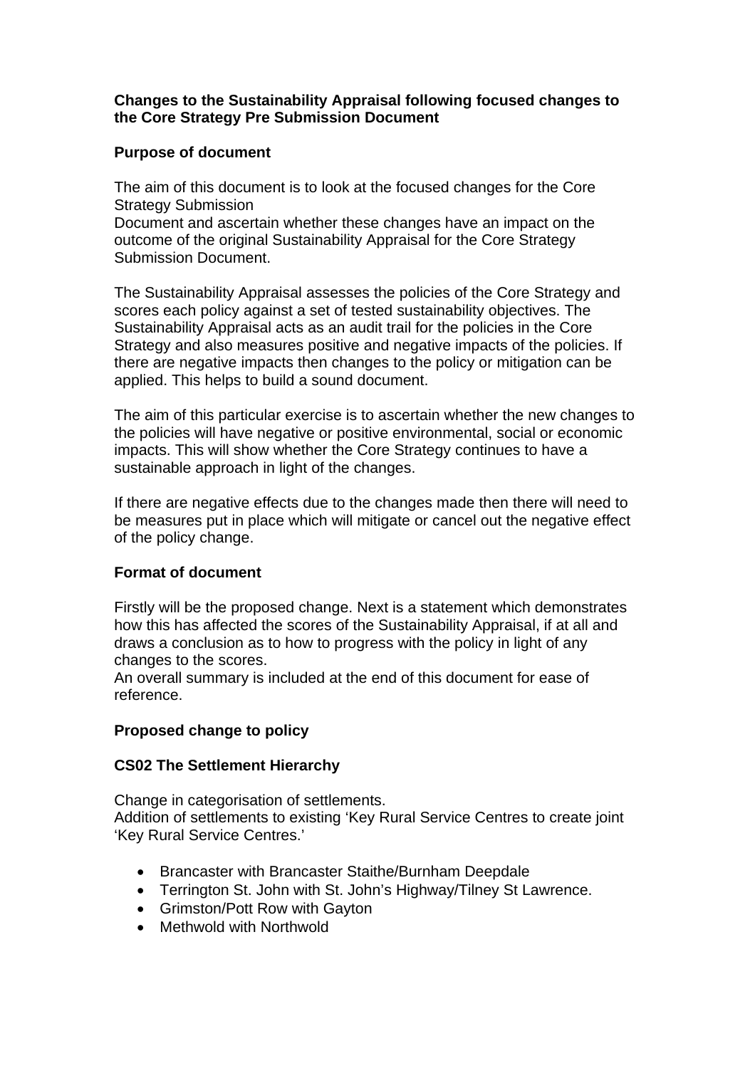**Changes to the Sustainability Appraisal following focused changes to the Core Strategy Pre Submission Document**

**Purpose of document**

The aim of this document is to look at the focused changes for the Core Strategy Submission
Document and ascertain whether these changes have an impact on the outcome of the original Sustainability Appraisal for the Core Strategy Submission Document.

The Sustainability Appraisal assesses the policies of the Core Strategy and scores each policy against a set of tested sustainability objectives. The Sustainability Appraisal acts as an audit trail for the policies in the Core Strategy and also measures positive and negative impacts of the policies. If there are negative impacts then changes to the policy or mitigation can be applied. This helps to build a sound document.

The aim of this particular exercise is to ascertain whether the new changes to the policies will have negative or positive environmental, social or economic impacts. This will show whether the Core Strategy continues to have a sustainable approach in light of the changes.

If there are negative effects due to the changes made then there will need to be measures put in place which will mitigate or cancel out the negative effect of the policy change.

**Format of document**

Firstly will be the proposed change. Next is a statement which demonstrates how this has affected the scores of the Sustainability Appraisal, if at all and draws a conclusion as to how to progress with the policy in light of any changes to the scores.
An overall summary is included at the end of this document for ease of reference.

**Proposed change to policy**

**CS02 The Settlement Hierarchy**

Change in categorisation of settlements.
Addition of settlements to existing 'Key Rural Service Centres to create joint 'Key Rural Service Centres.'

- Brancaster with Brancaster Staithe/Burnham Deepdale
- Terrington St. John with St. John's Highway/Tilney St Lawrence.
- Grimston/Pott Row with Gayton
- Methwold with Northwold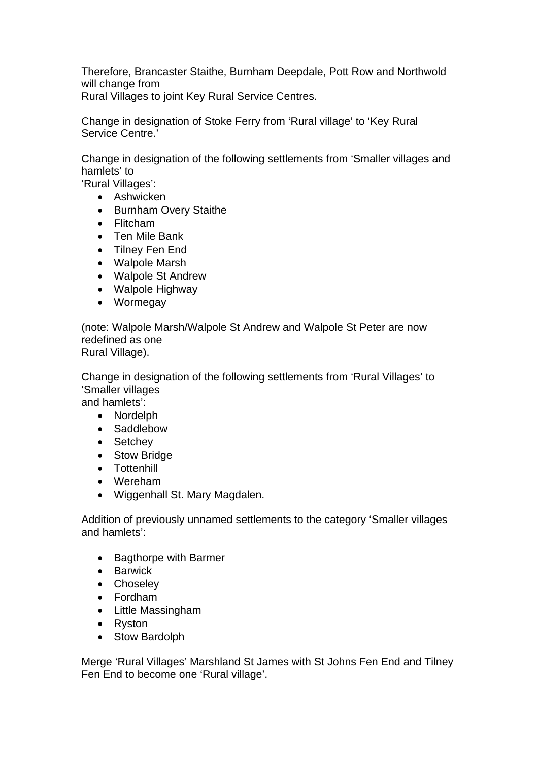Therefore, Brancaster Staithe, Burnham Deepdale, Pott Row and Northwold will change from
Rural Villages to joint Key Rural Service Centres.

Change in designation of Stoke Ferry from 'Rural village' to 'Key Rural Service Centre.'

Change in designation of the following settlements from 'Smaller villages and hamlets' to
'Rural Villages':

- Ashwicken
- Burnham Overy Staithe
- Flitcham
- Ten Mile Bank
- Tilney Fen End
- Walpole Marsh
- Walpole St Andrew
- Walpole Highway
- Wormegay

(note: Walpole Marsh/Walpole St Andrew and Walpole St Peter are now redefined as one
Rural Village).

Change in designation of the following settlements from 'Rural Villages' to 'Smaller villages
and hamlets':

- Nordelph
- Saddlebow
- Setchey
- Stow Bridge
- Tottenhill
- Wereham
- Wiggenhall St. Mary Magdalen.

Addition of previously unnamed settlements to the category 'Smaller villages and hamlets':

- Bagthorpe with Barmer
- Barwick
- Choseley
- Fordham
- Little Massingham
- Ryston
- Stow Bardolph

Merge 'Rural Villages' Marshland St James with St Johns Fen End and Tilney Fen End to become one 'Rural village'.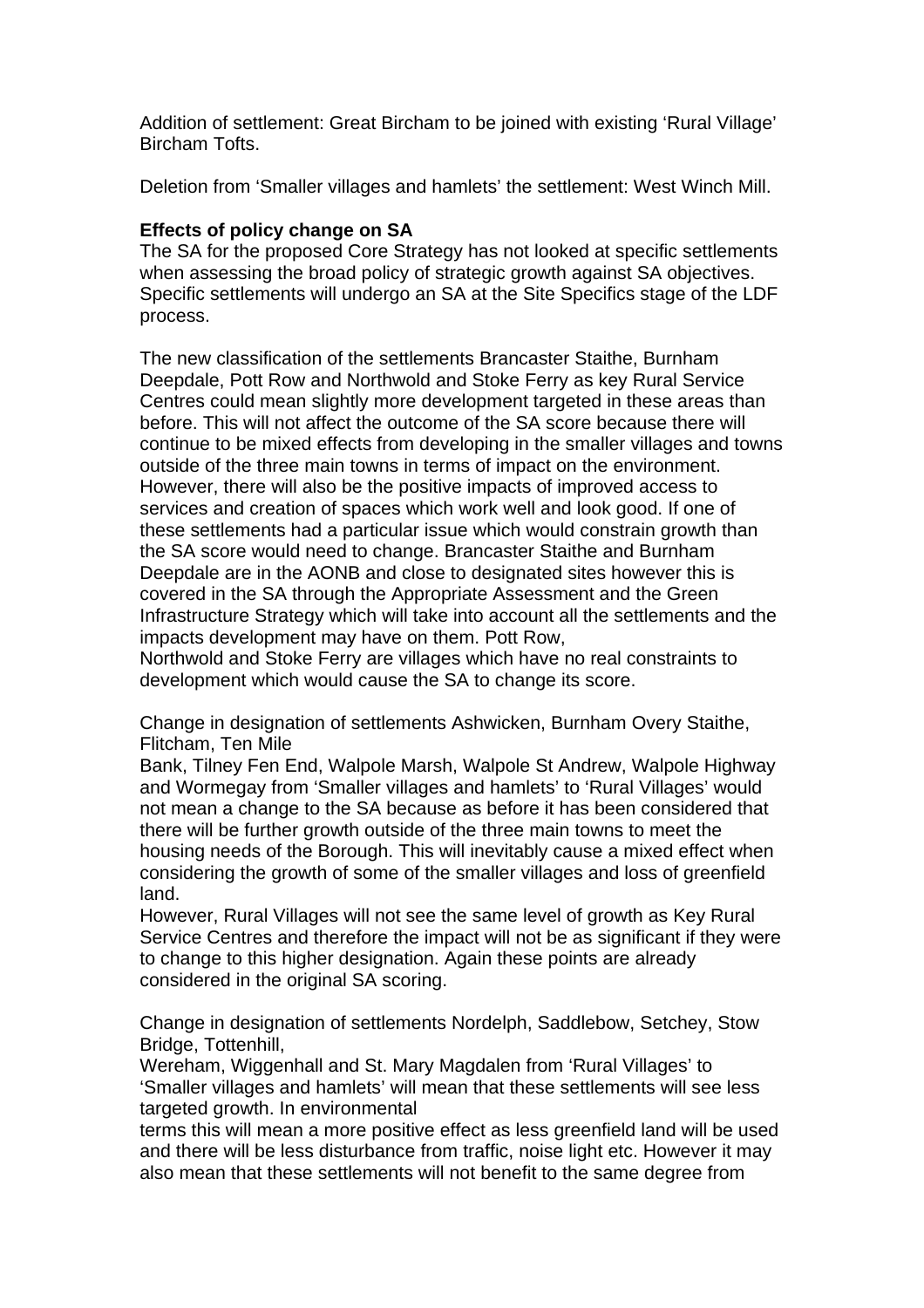Addition of settlement: Great Bircham to be joined with existing 'Rural Village' Bircham Tofts.

Deletion from 'Smaller villages and hamlets' the settlement: West Winch Mill.

**Effects of policy change on SA**

The SA for the proposed Core Strategy has not looked at specific settlements when assessing the broad policy of strategic growth against SA objectives. Specific settlements will undergo an SA at the Site Specifics stage of the LDF process.

The new classification of the settlements Brancaster Staithe, Burnham Deepdale, Pott Row and Northwold and Stoke Ferry as key Rural Service Centres could mean slightly more development targeted in these areas than before. This will not affect the outcome of the SA score because there will continue to be mixed effects from developing in the smaller villages and towns outside of the three main towns in terms of impact on the environment. However, there will also be the positive impacts of improved access to services and creation of spaces which work well and look good. If one of these settlements had a particular issue which would constrain growth than the SA score would need to change. Brancaster Staithe and Burnham Deepdale are in the AONB and close to designated sites however this is covered in the SA through the Appropriate Assessment and the Green Infrastructure Strategy which will take into account all the settlements and the impacts development may have on them. Pott Row, Northwold and Stoke Ferry are villages which have no real constraints to development which would cause the SA to change its score.

Change in designation of settlements Ashwicken, Burnham Overy Staithe, Flitcham, Ten Mile Bank, Tilney Fen End, Walpole Marsh, Walpole St Andrew, Walpole Highway and Wormegay from 'Smaller villages and hamlets' to 'Rural Villages' would not mean a change to the SA because as before it has been considered that there will be further growth outside of the three main towns to meet the housing needs of the Borough. This will inevitably cause a mixed effect when considering the growth of some of the smaller villages and loss of greenfield land.
However, Rural Villages will not see the same level of growth as Key Rural Service Centres and therefore the impact will not be as significant if they were to change to this higher designation. Again these points are already considered in the original SA scoring.

Change in designation of settlements Nordelph, Saddlebow, Setchey, Stow Bridge, Tottenhill, Wereham, Wiggenhall and St. Mary Magdalen from 'Rural Villages' to 'Smaller villages and hamlets' will mean that these settlements will see less targeted growth. In environmental terms this will mean a more positive effect as less greenfield land will be used and there will be less disturbance from traffic, noise light etc. However it may also mean that these settlements will not benefit to the same degree from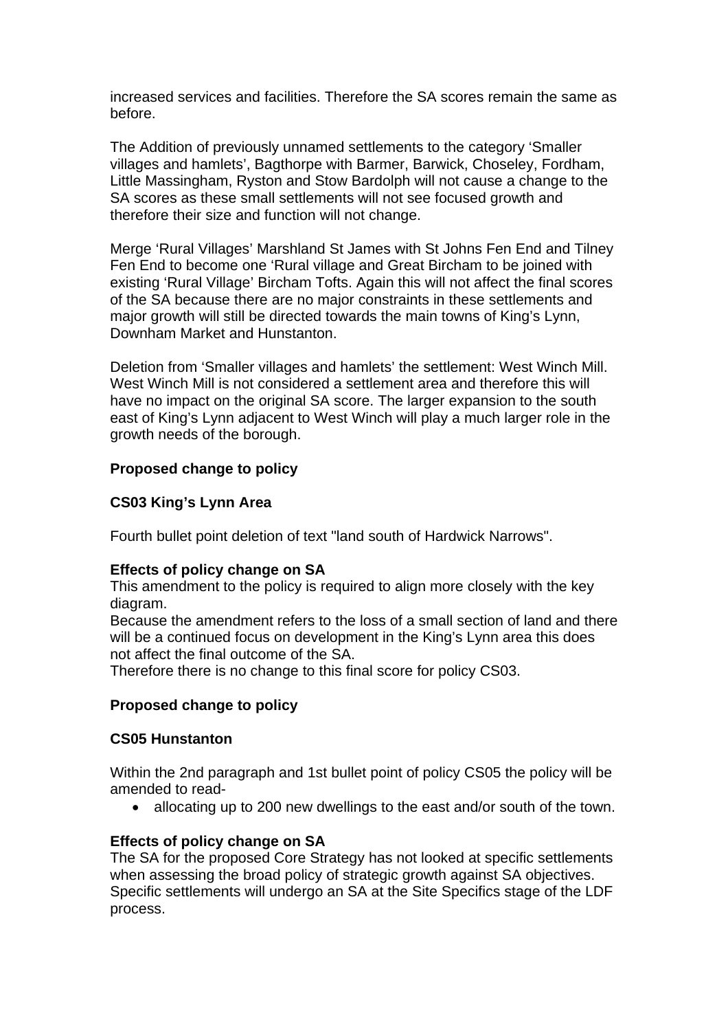increased services and facilities. Therefore the SA scores remain the same as before.

The Addition of previously unnamed settlements to the category 'Smaller villages and hamlets', Bagthorpe with Barmer, Barwick, Choseley, Fordham, Little Massingham, Ryston and Stow Bardolph will not cause a change to the SA scores as these small settlements will not see focused growth and therefore their size and function will not change.

Merge 'Rural Villages' Marshland St James with St Johns Fen End and Tilney Fen End to become one 'Rural village and Great Bircham to be joined with existing 'Rural Village' Bircham Tofts. Again this will not affect the final scores of the SA because there are no major constraints in these settlements and major growth will still be directed towards the main towns of King's Lynn, Downham Market and Hunstanton.

Deletion from 'Smaller villages and hamlets' the settlement: West Winch Mill. West Winch Mill is not considered a settlement area and therefore this will have no impact on the original SA score. The larger expansion to the south east of King's Lynn adjacent to West Winch will play a much larger role in the growth needs of the borough.

**Proposed change to policy**

**CS03 King's Lynn Area**

Fourth bullet point deletion of text "land south of Hardwick Narrows".

**Effects of policy change on SA**

This amendment to the policy is required to align more closely with the key diagram.

Because the amendment refers to the loss of a small section of land and there will be a continued focus on development in the King's Lynn area this does not affect the final outcome of the SA.

Therefore there is no change to this final score for policy CS03.

**Proposed change to policy**

**CS05 Hunstanton**

Within the 2nd paragraph and 1st bullet point of policy CS05 the policy will be amended to read-

- allocating up to 200 new dwellings to the east and/or south of the town.

**Effects of policy change on SA**

The SA for the proposed Core Strategy has not looked at specific settlements when assessing the broad policy of strategic growth against SA objectives. Specific settlements will undergo an SA at the Site Specifics stage of the LDF process.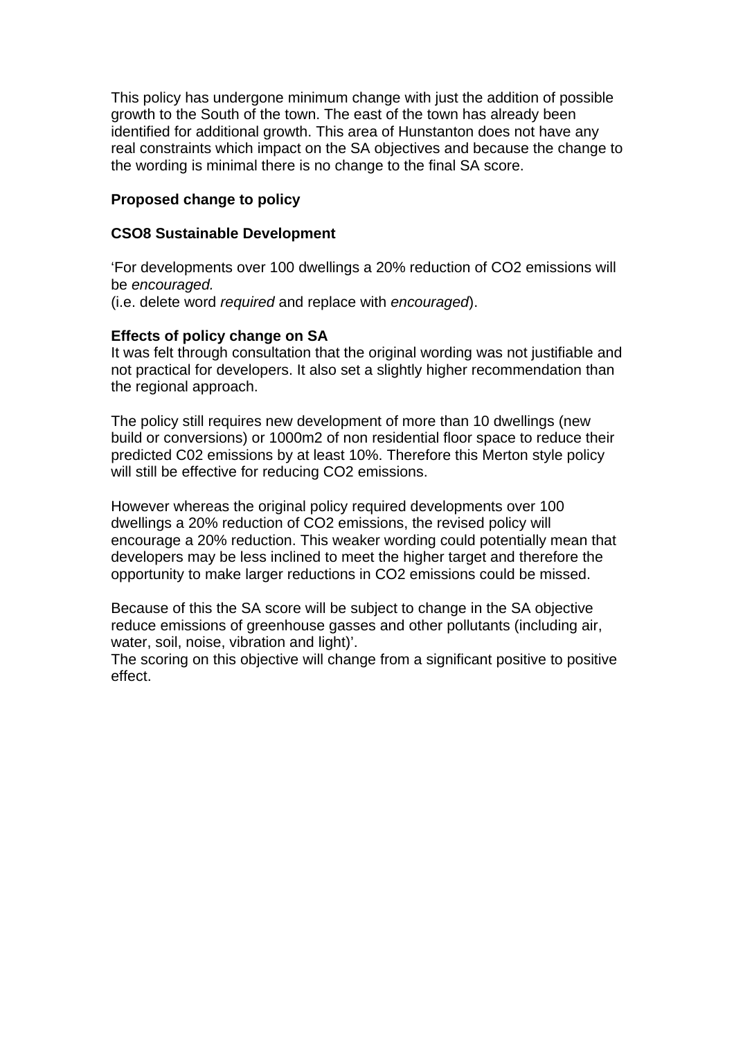This policy has undergone minimum change with just the addition of possible growth to the South of the town. The east of the town has already been identified for additional growth. This area of Hunstanton does not have any real constraints which impact on the SA objectives and because the change to the wording is minimal there is no change to the final SA score.

**Proposed change to policy**

**CSO8 Sustainable Development**

'For developments over 100 dwellings a 20% reduction of $CO_2$ emissions will be *encouraged.*
(i.e. delete word *required* and replace with *encouraged*).

**Effects of policy change on SA**
It was felt through consultation that the original wording was not justifiable and not practical for developers. It also set a slightly higher recommendation than the regional approach.

The policy still requires new development of more than 10 dwellings (new build or conversions) or 1000m2 of non residential floor space to reduce their predicted C02 emissions by at least 10%. Therefore this Merton style policy will still be effective for reducing $CO_2$ emissions.

However whereas the original policy required developments over 100 dwellings a 20% reduction of $CO_2$ emissions, the revised policy will encourage a 20% reduction. This weaker wording could potentially mean that developers may be less inclined to meet the higher target and therefore the opportunity to make larger reductions in $CO_2$ emissions could be missed.

Because of this the SA score will be subject to change in the SA objective reduce emissions of greenhouse gasses and other pollutants (including air, water, soil, noise, vibration and light)'.
The scoring on this objective will change from a significant positive to positive effect.